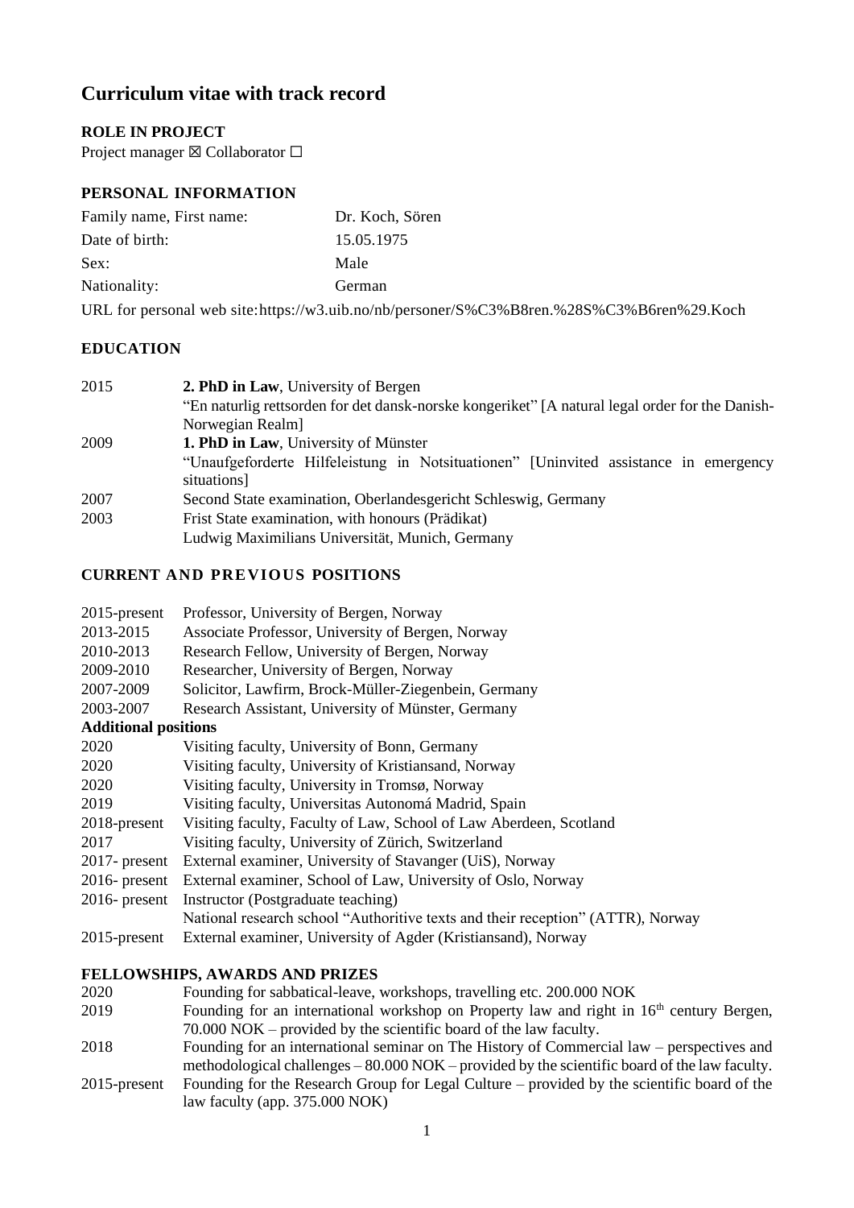# Curriculum vitae with track record

## ROLE IN PROJECT

Project manager ☒ Collaborator ☐

## PERSONAL INFORMATION

| | |
|---|---|
| Family name, First name: | Dr. Koch, Sören |
| Date of birth: | 15.05.1975 |
| Sex: | Male |
| Nationality: | German |

URL for personal web site: https://w3.uib.no/nb/personer/S%C3%B8ren.%28S%C3%B6ren%29.Koch

## EDUCATION

| | |
|---|---|
| 2015 | **2. PhD in Law**, University of Bergen<br>"En naturlig rettsorden for det dansk-norske kongeriket" [A natural legal order for the Danish-Norwegian Realm] |
| 2009 | **1. PhD in Law**, University of Münster<br>"Unaufgeforderte Hilfeleistung in Notsituationen" [Uninvited assistance in emergency situations] |
| 2007 | Second State examination, Oberlandesgericht Schleswig, Germany |
| 2003 | Frist State examination, with honours (Prädikat)<br>Ludwig Maximilians Universität, Munich, Germany |

## CURRENT AND PREVIOUS POSITIONS

| | |
|---|---|
| 2015-present | Professor, University of Bergen, Norway |
| 2013-2015 | Associate Professor, University of Bergen, Norway |
| 2010-2013 | Research Fellow, University of Bergen, Norway |
| 2009-2010 | Researcher, University of Bergen, Norway |
| 2007-2009 | Solicitor, Lawfirm, Brock-Müller-Ziegenbein, Germany |
| 2003-2007 | Research Assistant, University of Münster, Germany |

**Additional positions**

| | |
|---|---|
| 2020 | Visiting faculty, University of Bonn, Germany |
| 2020 | Visiting faculty, University of Kristiansand, Norway |
| 2020 | Visiting faculty, University in Tromsø, Norway |
| 2019 | Visiting faculty, Universitas Autonomá Madrid, Spain |
| 2018-present | Visiting faculty, Faculty of Law, School of Law Aberdeen, Scotland |
| 2017 | Visiting faculty, University of Zürich, Switzerland |
| 2017- present | External examiner, University of Stavanger (UiS), Norway |
| 2016- present | External examiner, School of Law, University of Oslo, Norway |
| 2016- present | Instructor (Postgraduate teaching)<br>National research school "Authoritive texts and their reception" (ATTR), Norway |
| 2015-present | External examiner, University of Agder (Kristiansand), Norway |

## FELLOWSHIPS, AWARDS AND PRIZES

| | |
|---|---|
| 2020 | Founding for sabbatical-leave, workshops, travelling etc. 200.000 NOK |
| 2019 | Founding for an international workshop on Property law and right in 16th century Bergen, 70.000 NOK – provided by the scientific board of the law faculty. |
| 2018 | Founding for an international seminar on The History of Commercial law – perspectives and methodological challenges – 80.000 NOK – provided by the scientific board of the law faculty. |
| 2015-present | Founding for the Research Group for Legal Culture – provided by the scientific board of the law faculty (app. 375.000 NOK) |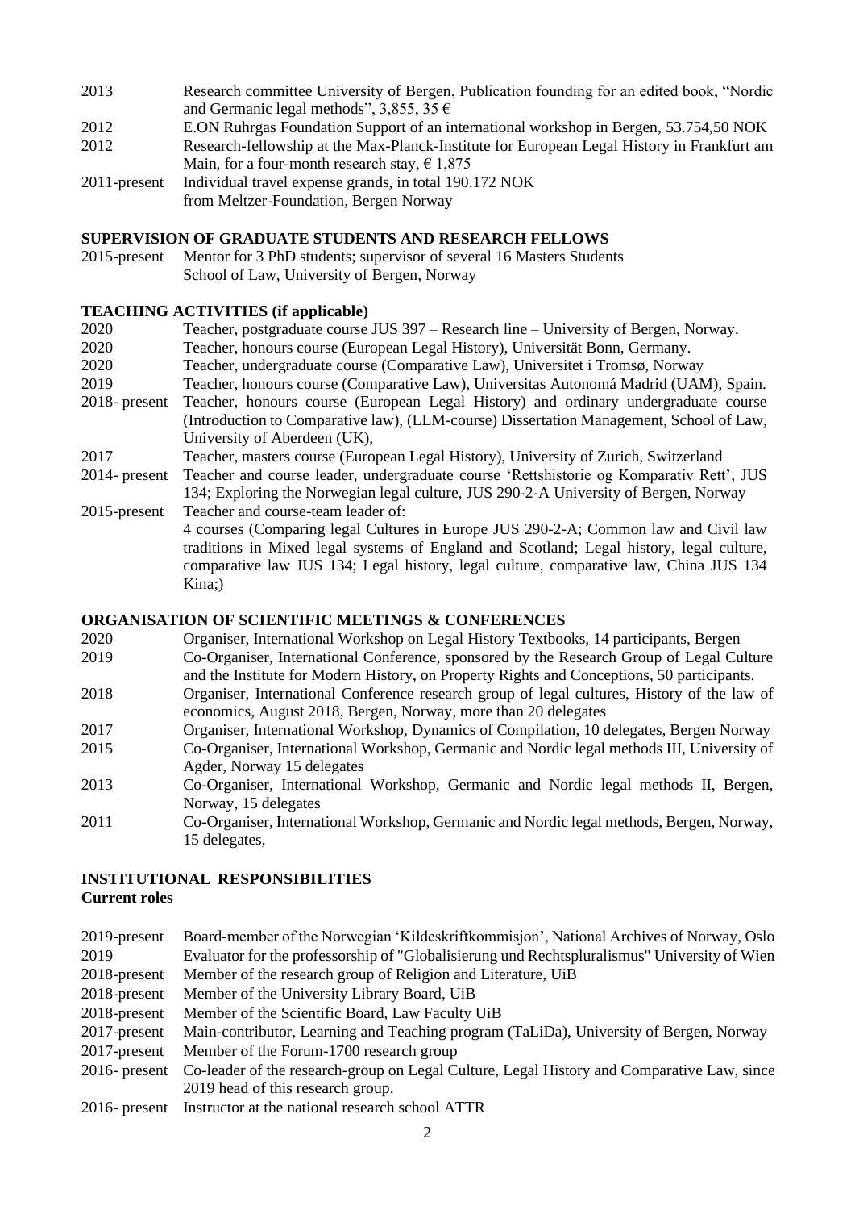2013 Research committee University of Bergen, Publication founding for an edited book, "Nordic and Germanic legal methods", 3,855, 35 €

2012 E.ON Ruhrgas Foundation Support of an international workshop in Bergen, 53.754,50 NOK

2012 Research-fellowship at the Max-Planck-Institute for European Legal History in Frankfurt am Main, for a four-month research stay, € 1,875

2011-present Individual travel expense grands, in total 190.172 NOK from Meltzer-Foundation, Bergen Norway

## SUPERVISION OF GRADUATE STUDENTS AND RESEARCH FELLOWS

2015-present Mentor for 3 PhD students; supervisor of several 16 Masters Students School of Law, University of Bergen, Norway

## TEACHING ACTIVITIES (if applicable)

2020 Teacher, postgraduate course JUS 397 – Research line – University of Bergen, Norway.

2020 Teacher, honours course (European Legal History), Universität Bonn, Germany.

2020 Teacher, undergraduate course (Comparative Law), Universitet i Tromsø, Norway

2019 Teacher, honours course (Comparative Law), Universitas Autonomá Madrid (UAM), Spain.

2018- present Teacher, honours course (European Legal History) and ordinary undergraduate course (Introduction to Comparative law), (LLM-course) Dissertation Management, School of Law, University of Aberdeen (UK),

2017 Teacher, masters course (European Legal History), University of Zurich, Switzerland

2014- present Teacher and course leader, undergraduate course 'Rettshistorie og Komparativ Rett', JUS 134; Exploring the Norwegian legal culture, JUS 290-2-A University of Bergen, Norway

2015-present Teacher and course-team leader of:
4 courses (Comparing legal Cultures in Europe JUS 290-2-A; Common law and Civil law traditions in Mixed legal systems of England and Scotland; Legal history, legal culture, comparative law JUS 134; Legal history, legal culture, comparative law, China JUS 134 Kina;)

## ORGANISATION OF SCIENTIFIC MEETINGS & CONFERENCES

2020 Organiser, International Workshop on Legal History Textbooks, 14 participants, Bergen

2019 Co-Organiser, International Conference, sponsored by the Research Group of Legal Culture and the Institute for Modern History, on Property Rights and Conceptions, 50 participants.

2018 Organiser, International Conference research group of legal cultures, History of the law of economics, August 2018, Bergen, Norway, more than 20 delegates

2017 Organiser, International Workshop, Dynamics of Compilation, 10 delegates, Bergen Norway

2015 Co-Organiser, International Workshop, Germanic and Nordic legal methods III, University of Agder, Norway 15 delegates

2013 Co-Organiser, International Workshop, Germanic and Nordic legal methods II, Bergen, Norway, 15 delegates

2011 Co-Organiser, International Workshop, Germanic and Nordic legal methods, Bergen, Norway, 15 delegates,

## INSTITUTIONAL RESPONSIBILITIES

### Current roles

2019-present Board-member of the Norwegian 'Kildeskriftkommisjon', National Archives of Norway, Oslo

2019 Evaluator for the professorship of "Globalisierung und Rechtspluralismus" University of Wien

2018-present Member of the research group of Religion and Literature, UiB

2018-present Member of the University Library Board, UiB

2018-present Member of the Scientific Board, Law Faculty UiB

2017-present Main-contributor, Learning and Teaching program (TaLiDa), University of Bergen, Norway

2017-present Member of the Forum-1700 research group

2016- present Co-leader of the research-group on Legal Culture, Legal History and Comparative Law, since 2019 head of this research group.

2016- present Instructor at the national research school ATTR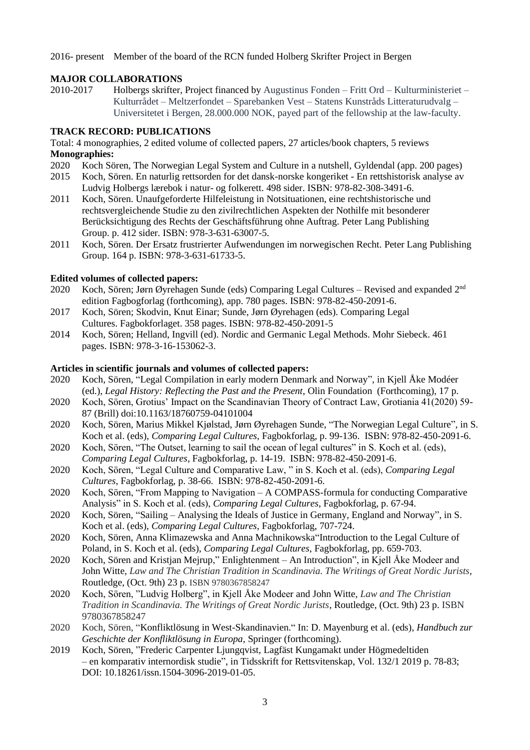2016- present Member of the board of the RCN funded Holberg Skrifter Project in Bergen

**MAJOR COLLABORATIONS**

2010-2017 Holbergs skrifter, Project financed by Augustinus Fonden – Fritt Ord – Kulturministeriet – Kulturrådet – Meltzerfondet – Sparebanken Vest – Statens Kunstråds Litteraturudvalg – Universitetet i Bergen, 28.000.000 NOK, payed part of the fellowship at the law-faculty.

**TRACK RECORD: PUBLICATIONS**

Total: 4 monographies, 2 edited volume of collected papers, 27 articles/book chapters, 5 reviews

**Monographies:**

2020 Koch Sören, The Norwegian Legal System and Culture in a nutshell, Gyldendal (app. 200 pages)

2015 Koch, Sören. En naturlig rettsorden for det dansk-norske kongeriket - En rettshistorisk analyse av Ludvig Holbergs lærebok i natur- og folkerett. 498 sider. ISBN: 978-82-308-3491-6.

2011 Koch, Sören. Unaufgeforderte Hilfeleistung in Notsituationen, eine rechtshistorische und rechtsvergleichende Studie zu den zivilrechtlichen Aspekten der Nothilfe mit besonderer Berücksichtigung des Rechts der Geschäftsführung ohne Auftrag. Peter Lang Publishing Group. p. 412 sider. ISBN: 978-3-631-63007-5.

2011 Koch, Sören. Der Ersatz frustrierter Aufwendungen im norwegischen Recht. Peter Lang Publishing Group. 164 p. ISBN: 978-3-631-61733-5.

**Edited volumes of collected papers:**

2020 Koch, Sören; Jørn Øyrehagen Sunde (eds) Comparing Legal Cultures – Revised and expanded 2nd edition Fagbogforlag (forthcoming), app. 780 pages. ISBN: 978-82-450-2091-6.

2017 Koch, Sören; Skodvin, Knut Einar; Sunde, Jørn Øyrehagen (eds). Comparing Legal Cultures. Fagbokforlaget. 358 pages. ISBN: 978-82-450-2091-5

2014 Koch, Sören; Helland, Ingvill (ed). Nordic and Germanic Legal Methods. Mohr Siebeck. 461 pages. ISBN: 978-3-16-153062-3.

**Articles in scientific journals and volumes of collected papers:**

2020 Koch, Sören, "Legal Compilation in early modern Denmark and Norway", in Kjell Åke Modéer (ed.), *Legal History: Reflecting the Past and the Present*, Olin Foundation (Forthcoming), 17 p.

2020 Koch, Sören, Grotius' Impact on the Scandinavian Theory of Contract Law, Grotiania 41(2020) 59-87 (Brill) doi:10.1163/18760759-04101004

2020 Koch, Sören, Marius Mikkel Kjølstad, Jørn Øyrehagen Sunde, "The Norwegian Legal Culture", in S. Koch et al. (eds), *Comparing Legal Cultures*, Fagbokforlag, p. 99-136. ISBN: 978-82-450-2091-6.

2020 Koch, Sören, "The Outset, learning to sail the ocean of legal cultures" in S. Koch et al. (eds), *Comparing Legal Cultures*, Fagbokforlag, p. 14-19. ISBN: 978-82-450-2091-6.

2020 Koch, Sören, "Legal Culture and Comparative Law, " in S. Koch et al. (eds), *Comparing Legal Cultures*, Fagbokforlag, p. 38-66. ISBN: 978-82-450-2091-6.

2020 Koch, Sören, "From Mapping to Navigation – A COMPASS-formula for conducting Comparative Analysis" in S. Koch et al. (eds), *Comparing Legal Cultures*, Fagbokforlag, p. 67-94.

2020 Koch, Sören, "Sailing – Analysing the Ideals of Justice in Germany, England and Norway", in S. Koch et al. (eds), *Comparing Legal Cultures*, Fagbokforlag, 707-724.

2020 Koch, Sören, Anna Klimazewska and Anna Machnikowska"Introduction to the Legal Culture of Poland, in S. Koch et al. (eds), *Comparing Legal Cultures*, Fagbokforlag, pp. 659-703.

2020 Koch, Sören and Kristjan Mejrup," Enlightenment – An Introduction", in Kjell Åke Modeer and John Witte, *Law and The Christian Tradition in Scandinavia. The Writings of Great Nordic Jurists*, Routledge, (Oct. 9th) 23 p. ISBN 9780367858247

2020 Koch, Sören, "Ludvig Holberg", in Kjell Åke Modeer and John Witte, *Law and The Christian Tradition in Scandinavia. The Writings of Great Nordic Jurists*, Routledge, (Oct. 9th) 23 p. ISBN 9780367858247

2020 Koch, Sören, "Konfliktlösung in West-Skandinavien." In: D. Mayenburg et al. (eds), *Handbuch zur Geschichte der Konfliktlösung in Europa*, Springer (forthcoming).

2019 Koch, Sören, "Frederic Carpenter Ljungqvist, Lagfäst Kungamakt under Högmedeltiden – en komparativ internordisk studie", in Tidsskrift for Rettsvitenskap, Vol. 132/1 2019 p. 78-83; DOI: 10.18261/issn.1504-3096-2019-01-05.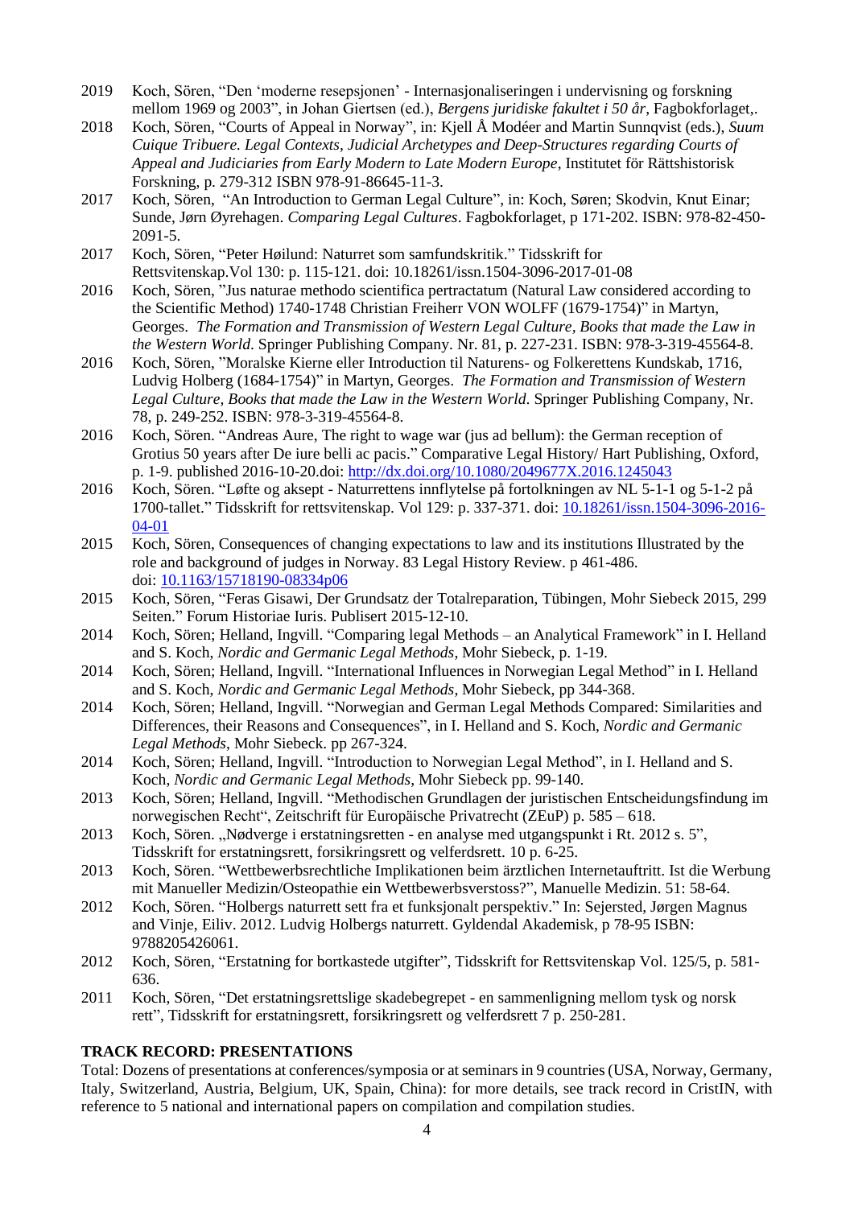2019 Koch, Sören, "Den 'moderne resepsjonen' - Internasjonaliseringen i undervisning og forskning mellom 1969 og 2003", in Johan Giertsen (ed.), *Bergens juridiske fakultet i 50 år*, Fagbokforlaget,.

2018 Koch, Sören, "Courts of Appeal in Norway", in: Kjell Å Modéer and Martin Sunnqvist (eds.), *Suum Cuique Tribuere. Legal Contexts, Judicial Archetypes and Deep-Structures regarding Courts of Appeal and Judiciaries from Early Modern to Late Modern Europe*, Institutet för Rättshistorisk Forskning, p. 279-312 ISBN 978-91-86645-11-3.

2017 Koch, Sören, "An Introduction to German Legal Culture", in: Koch, Søren; Skodvin, Knut Einar; Sunde, Jørn Øyrehagen. *Comparing Legal Cultures*. Fagbokforlaget, p 171-202. ISBN: 978-82-450-2091-5.

2017 Koch, Sören, "Peter Høilund: Naturret som samfundskritik." Tidsskrift for Rettsvitenskap.Vol 130: p. 115-121. doi: 10.18261/issn.1504-3096-2017-01-08

2016 Koch, Sören, "Jus naturae methodo scientifica pertractatum (Natural Law considered according to the Scientific Method) 1740-1748 Christian Freiherr VON WOLFF (1679-1754)" in Martyn, Georges. *The Formation and Transmission of Western Legal Culture, Books that made the Law in the Western World*. Springer Publishing Company. Nr. 81, p. 227-231. ISBN: 978-3-319-45564-8.

2016 Koch, Sören, "Moralske Kierne eller Introduction til Naturens- og Folkerettens Kundskab, 1716, Ludvig Holberg (1684-1754)" in Martyn, Georges. *The Formation and Transmission of Western Legal Culture, Books that made the Law in the Western World*. Springer Publishing Company, Nr. 78, p. 249-252. ISBN: 978-3-319-45564-8.

2016 Koch, Sören. "Andreas Aure, The right to wage war (jus ad bellum): the German reception of Grotius 50 years after De iure belli ac pacis." Comparative Legal History/ Hart Publishing, Oxford, p. 1-9. published 2016-10-20.doi: http://dx.doi.org/10.1080/2049677X.2016.1245043

2016 Koch, Sören. "Løfte og aksept - Naturrettens innflytelse på fortolkningen av NL 5-1-1 og 5-1-2 på 1700-tallet." Tidsskrift for rettsvitenskap. Vol 129: p. 337-371. doi: 10.18261/issn.1504-3096-2016-04-01

2015 Koch, Sören, Consequences of changing expectations to law and its institutions Illustrated by the role and background of judges in Norway. 83 Legal History Review. p 461-486. doi: 10.1163/15718190-08334p06

2015 Koch, Sören, "Feras Gisawi, Der Grundsatz der Totalreparation, Tübingen, Mohr Siebeck 2015, 299 Seiten." Forum Historiae Iuris. Publisert 2015-12-10.

2014 Koch, Sören; Helland, Ingvill. "Comparing legal Methods – an Analytical Framework" in I. Helland and S. Koch, *Nordic and Germanic Legal Methods*, Mohr Siebeck, p. 1-19.

2014 Koch, Sören; Helland, Ingvill. "International Influences in Norwegian Legal Method" in I. Helland and S. Koch, *Nordic and Germanic Legal Methods*, Mohr Siebeck, pp 344-368.

2014 Koch, Sören; Helland, Ingvill. "Norwegian and German Legal Methods Compared: Similarities and Differences, their Reasons and Consequences", in I. Helland and S. Koch, *Nordic and Germanic Legal Methods*, Mohr Siebeck. pp 267-324.

2014 Koch, Sören; Helland, Ingvill. "Introduction to Norwegian Legal Method", in I. Helland and S. Koch, *Nordic and Germanic Legal Methods*, Mohr Siebeck pp. 99-140.

2013 Koch, Sören; Helland, Ingvill. "Methodischen Grundlagen der juristischen Entscheidungsfindung im norwegischen Recht", Zeitschrift für Europäische Privatrecht (ZEuP) p. 585 – 618.

2013 Koch, Sören. „Nødverge i erstatningsretten - en analyse med utgangspunkt i Rt. 2012 s. 5", Tidsskrift for erstatningsrett, forsikringsrett og velferdsrett. 10 p. 6-25.

2013 Koch, Sören. "Wettbewerbsrechtliche Implikationen beim ärztlichen Internetauftritt. Ist die Werbung mit Manueller Medizin/Osteopathie ein Wettbewerbsverstoss?", Manuelle Medizin. 51: 58-64.

2012 Koch, Sören. "Holbergs naturrett sett fra et funksjonalt perspektiv." In: Sejersted, Jørgen Magnus and Vinje, Eiliv. 2012. Ludvig Holbergs naturrett. Gyldendal Akademisk, p 78-95 ISBN: 9788205426061.

2012 Koch, Sören, "Erstatning for bortkastede utgifter", Tidsskrift for Rettsvitenskap Vol. 125/5, p. 581-636.

2011 Koch, Sören, "Det erstatningsrettslige skadebegrepet - en sammenligning mellom tysk og norsk rett", Tidsskrift for erstatningsrett, forsikringsrett og velferdsrett 7 p. 250-281.

## TRACK RECORD: PRESENTATIONS

Total: Dozens of presentations at conferences/symposia or at seminars in 9 countries (USA, Norway, Germany, Italy, Switzerland, Austria, Belgium, UK, Spain, China): for more details, see track record in CristIN, with reference to 5 national and international papers on compilation and compilation studies.